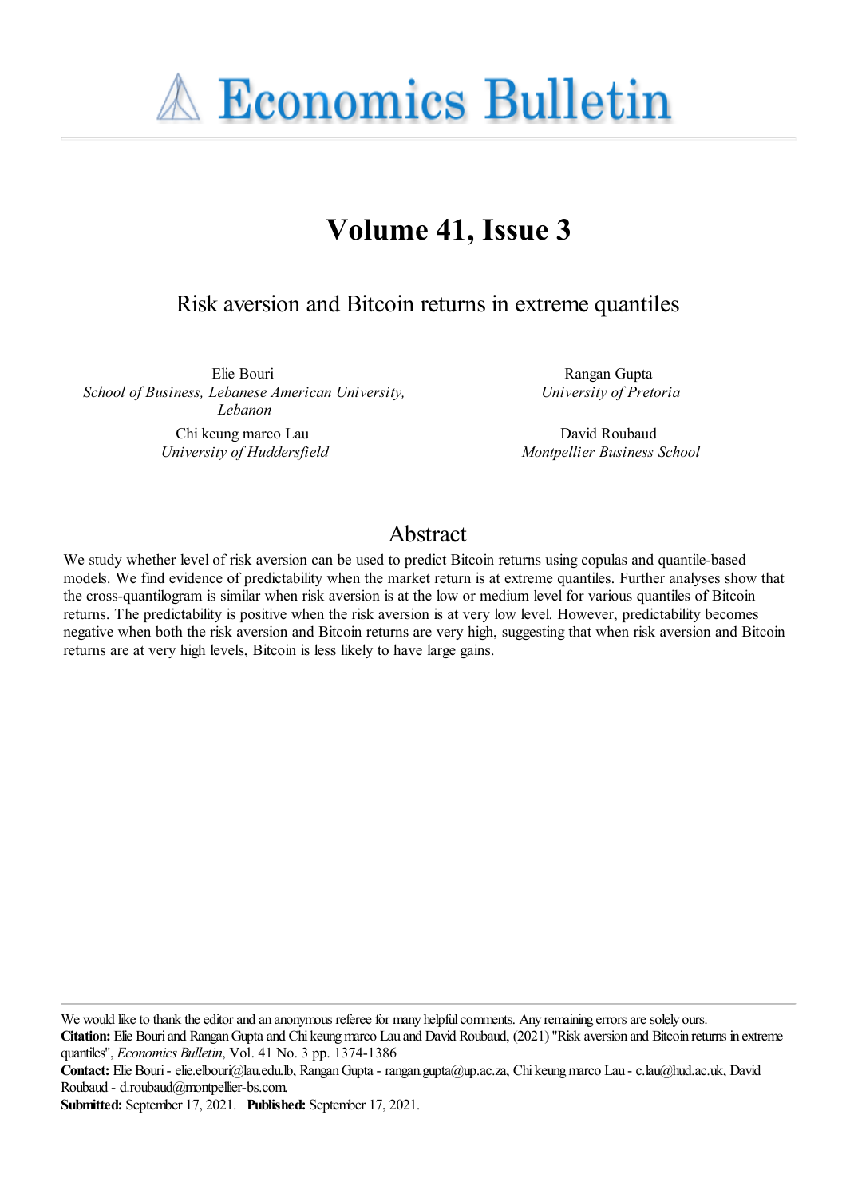# Economics Bulletin

## Volume 41, Issue 3

### Risk aversion and Bitcoin returns in extreme quantiles

Elie Bouri
*School of Business, Lebanese American University, Lebanon*

Rangan Gupta
*University of Pretoria*

Chi keung marco Lau
*University of Huddersfield*

David Roubaud
*Montpellier Business School*

## Abstract

We study whether level of risk aversion can be used to predict Bitcoin returns using copulas and quantile-based models. We find evidence of predictability when the market return is at extreme quantiles. Further analyses show that the cross-quantilogram is similar when risk aversion is at the low or medium level for various quantiles of Bitcoin returns. The predictability is positive when the risk aversion is at very low level. However, predictability becomes negative when both the risk aversion and Bitcoin returns are very high, suggesting that when risk aversion and Bitcoin returns are at very high levels, Bitcoin is less likely to have large gains.

---

We would like to thank the editor and an anonymous referee for many helpful comments. Any remaining errors are solely ours.

**Citation:** Elie Bouri and Rangan Gupta and Chi keung marco Lau and David Roubaud, (2021) "Risk aversion and Bitcoin returns in extreme quantiles", *Economics Bulletin*, Vol. 41 No. 3 pp. 1374-1386

**Contact:** Elie Bouri - elie.elbouri@lau.edu.lb, Rangan Gupta - rangan.gupta@up.ac.za, Chi keung marco Lau - c.lau@hud.ac.uk, David Roubaud - d.roubaud@montpellier-bs.com.

**Submitted:** September 17, 2021. **Published:** September 17, 2021.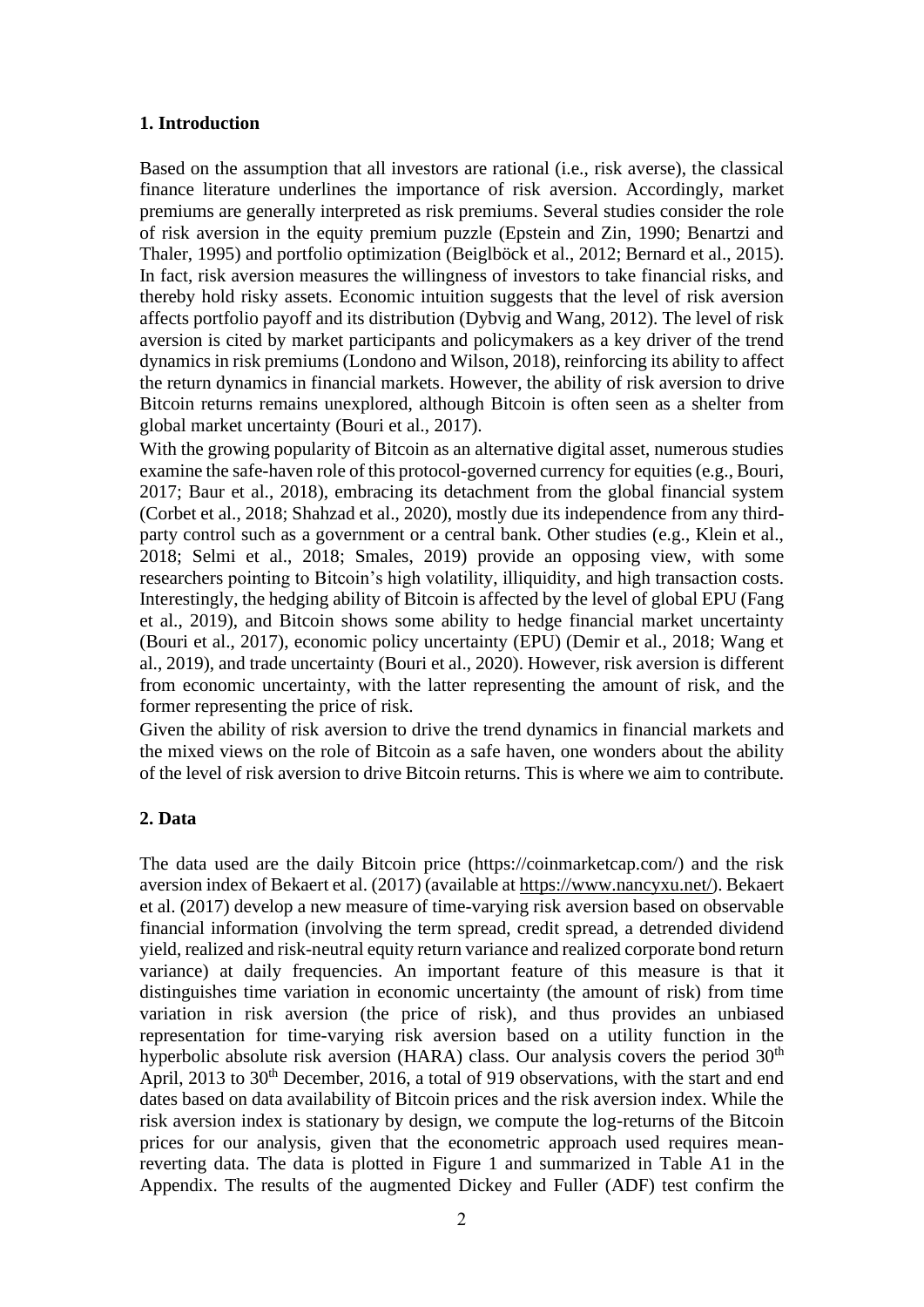## 1. Introduction

Based on the assumption that all investors are rational (i.e., risk averse), the classical finance literature underlines the importance of risk aversion. Accordingly, market premiums are generally interpreted as risk premiums. Several studies consider the role of risk aversion in the equity premium puzzle (Epstein and Zin, 1990; Benartzi and Thaler, 1995) and portfolio optimization (Beiglböck et al., 2012; Bernard et al., 2015). In fact, risk aversion measures the willingness of investors to take financial risks, and thereby hold risky assets. Economic intuition suggests that the level of risk aversion affects portfolio payoff and its distribution (Dybvig and Wang, 2012). The level of risk aversion is cited by market participants and policymakers as a key driver of the trend dynamics in risk premiums (Londono and Wilson, 2018), reinforcing its ability to affect the return dynamics in financial markets. However, the ability of risk aversion to drive Bitcoin returns remains unexplored, although Bitcoin is often seen as a shelter from global market uncertainty (Bouri et al., 2017).

With the growing popularity of Bitcoin as an alternative digital asset, numerous studies examine the safe-haven role of this protocol-governed currency for equities (e.g., Bouri, 2017; Baur et al., 2018), embracing its detachment from the global financial system (Corbet et al., 2018; Shahzad et al., 2020), mostly due its independence from any third-party control such as a government or a central bank. Other studies (e.g., Klein et al., 2018; Selmi et al., 2018; Smales, 2019) provide an opposing view, with some researchers pointing to Bitcoin's high volatility, illiquidity, and high transaction costs. Interestingly, the hedging ability of Bitcoin is affected by the level of global EPU (Fang et al., 2019), and Bitcoin shows some ability to hedge financial market uncertainty (Bouri et al., 2017), economic policy uncertainty (EPU) (Demir et al., 2018; Wang et al., 2019), and trade uncertainty (Bouri et al., 2020). However, risk aversion is different from economic uncertainty, with the latter representing the amount of risk, and the former representing the price of risk.

Given the ability of risk aversion to drive the trend dynamics in financial markets and the mixed views on the role of Bitcoin as a safe haven, one wonders about the ability of the level of risk aversion to drive Bitcoin returns. This is where we aim to contribute.

## 2. Data

The data used are the daily Bitcoin price (https://coinmarketcap.com/) and the risk aversion index of Bekaert et al. (2017) (available at https://www.nancyxu.net/). Bekaert et al. (2017) develop a new measure of time-varying risk aversion based on observable financial information (involving the term spread, credit spread, a detrended dividend yield, realized and risk-neutral equity return variance and realized corporate bond return variance) at daily frequencies. An important feature of this measure is that it distinguishes time variation in economic uncertainty (the amount of risk) from time variation in risk aversion (the price of risk), and thus provides an unbiased representation for time-varying risk aversion based on a utility function in the hyperbolic absolute risk aversion (HARA) class. Our analysis covers the period 30th April, 2013 to 30th December, 2016, a total of 919 observations, with the start and end dates based on data availability of Bitcoin prices and the risk aversion index. While the risk aversion index is stationary by design, we compute the log-returns of the Bitcoin prices for our analysis, given that the econometric approach used requires mean-reverting data. The data is plotted in Figure 1 and summarized in Table A1 in the Appendix. The results of the augmented Dickey and Fuller (ADF) test confirm the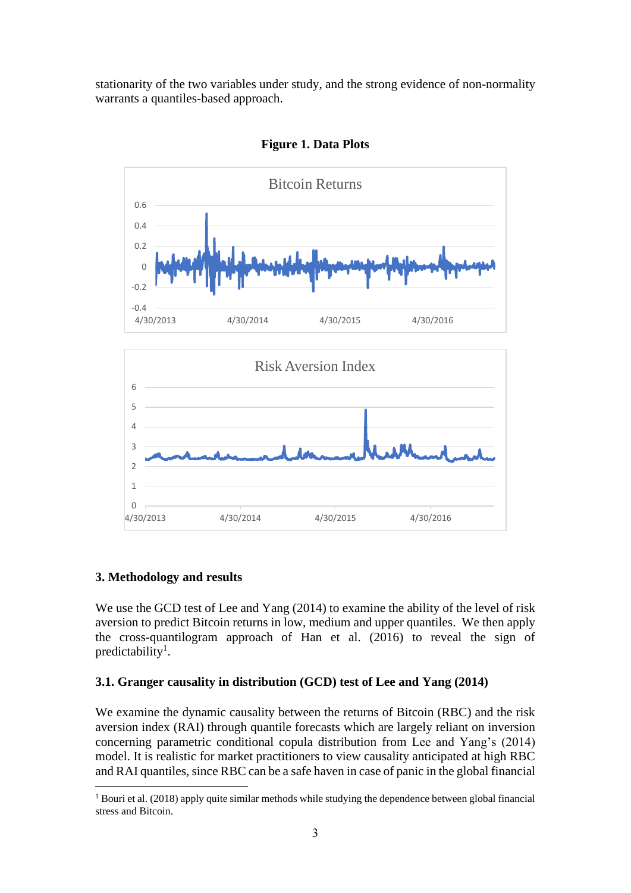stationarity of the two variables under study, and the strong evidence of non-normality warrants a quantiles-based approach.

**Figure 1. Data Plots**

## 3. Methodology and results

We use the GCD test of Lee and Yang (2014) to examine the ability of the level of risk aversion to predict Bitcoin returns in low, medium and upper quantiles. We then apply the cross-quantilogram approach of Han et al. (2016) to reveal the sign of predictability[1].

### 3.1. Granger causality in distribution (GCD) test of Lee and Yang (2014)

We examine the dynamic causality between the returns of Bitcoin (RBC) and the risk aversion index (RAI) through quantile forecasts which are largely reliant on inversion concerning parametric conditional copula distribution from Lee and Yang's (2014) model. It is realistic for market practitioners to view causality anticipated at high RBC and RAI quantiles, since RBC can be a safe haven in case of panic in the global financial

[1] Bouri et al. (2018) apply quite similar methods while studying the dependence between global financial stress and Bitcoin.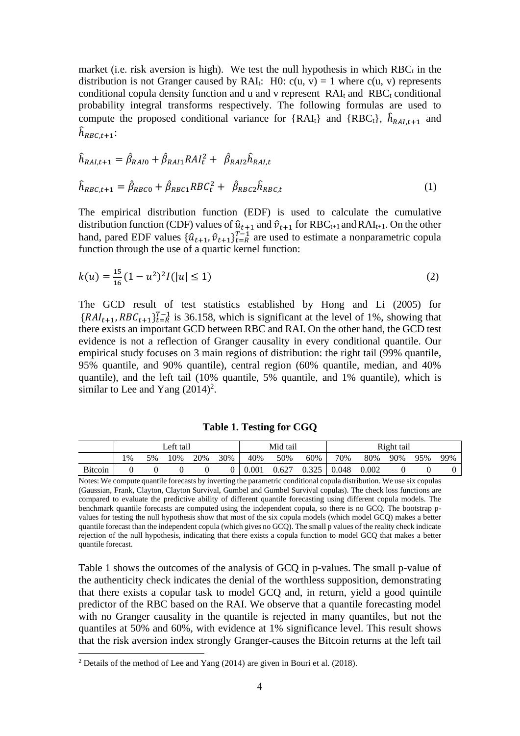market (i.e. risk aversion is high). We test the null hypothesis in which $RBC_t$ in the distribution is not Granger caused by $RAI_t$: H0: c(u, v) = 1 where c(u, v) represents conditional copula density function and u and v represent $RAI_t$ and $RBC_t$ conditional probability integral transforms respectively. The following formulas are used to compute the proposed conditional variance for $\{RAI_t\}$ and $\{RBC_t\}$, $\hat{h}_{RAI,t+1}$ and $\hat{h}_{RBC,t+1}$:

$$\hat{h}_{RAI,t+1} = \hat{\beta}_{RAI0} + \hat{\beta}_{RAI1} RAI_t^2 + \hat{\beta}_{RAI2} \hat{h}_{RAI,t}$$

$$\hat{h}_{RBC,t+1} = \hat{\beta}_{RBC0} + \hat{\beta}_{RBC1} RBC_t^2 + \hat{\beta}_{RBC2} \hat{h}_{RBC,t} \tag{1}$$

The empirical distribution function (EDF) is used to calculate the cumulative distribution function (CDF) values of $\hat{u}_{t+1}$ and $\hat{v}_{t+1}$ for $RBC_{t+1}$ and $RAI_{t+1}$. On the other hand, pared EDF values $\{\hat{u}_{t+1}, \hat{v}_{t+1}\}_{t=R}^{T-1}$ are used to estimate a nonparametric copula function through the use of a quartic kernel function:

$$k(u) = \frac{15}{16}(1 - u^2)^2 I(|u| \leq 1) \tag{2}$$

The GCD result of test statistics established by Hong and Li (2005) for $\{RAI_{t+1}, RBC_{t+1}\}_{t=R}^{T-1}$ is 36.158, which is significant at the level of 1%, showing that there exists an important GCD between RBC and RAI. On the other hand, the GCD test evidence is not a reflection of Granger causality in every conditional quantile. Our empirical study focuses on 3 main regions of distribution: the right tail (99% quantile, 95% quantile, and 90% quantile), central region (60% quantile, median, and 40% quantile), and the left tail (10% quantile, 5% quantile, and 1% quantile), which is similar to Lee and Yang (2014)[2].

**Table 1. Testing for CGQ**

| | Left tail | | | | | Mid tail | | | Right tail | | | | |
|---|---|---|---|---|---|---|---|---|---|---|---|---|---|
| | 1% | 5% | 10% | 20% | 30% | 40% | 50% | 60% | 70% | 80% | 90% | 95% | 99% |
| Bitcoin | 0 | 0 | 0 | 0 | 0 | 0.001 | 0.627 | 0.325 | 0.048 | 0.002 | 0 | 0 | 0 |

Notes: We compute quantile forecasts by inverting the parametric conditional copula distribution. We use six copulas (Gaussian, Frank, Clayton, Clayton Survival, Gumbel and Gumbel Survival copulas). The check loss functions are compared to evaluate the predictive ability of different quantile forecasting using different copula models. The benchmark quantile forecasts are computed using the independent copula, so there is no GCQ. The bootstrap p-values for testing the null hypothesis show that most of the six copula models (which model GCQ) makes a better quantile forecast than the independent copula (which gives no GCQ). The small p values of the reality check indicate rejection of the null hypothesis, indicating that there exists a copula function to model GCQ that makes a better quantile forecast.

Table 1 shows the outcomes of the analysis of GCQ in p-values. The small p-value of the authenticity check indicates the denial of the worthless supposition, demonstrating that there exists a copular task to model GCQ and, in return, yield a good quintile predictor of the RBC based on the RAI. We observe that a quantile forecasting model with no Granger causality in the quantile is rejected in many quantiles, but not the quantiles at 50% and 60%, with evidence at 1% significance level. This result shows that the risk aversion index strongly Granger-causes the Bitcoin returns at the left tail

[2] Details of the method of Lee and Yang (2014) are given in Bouri et al. (2018).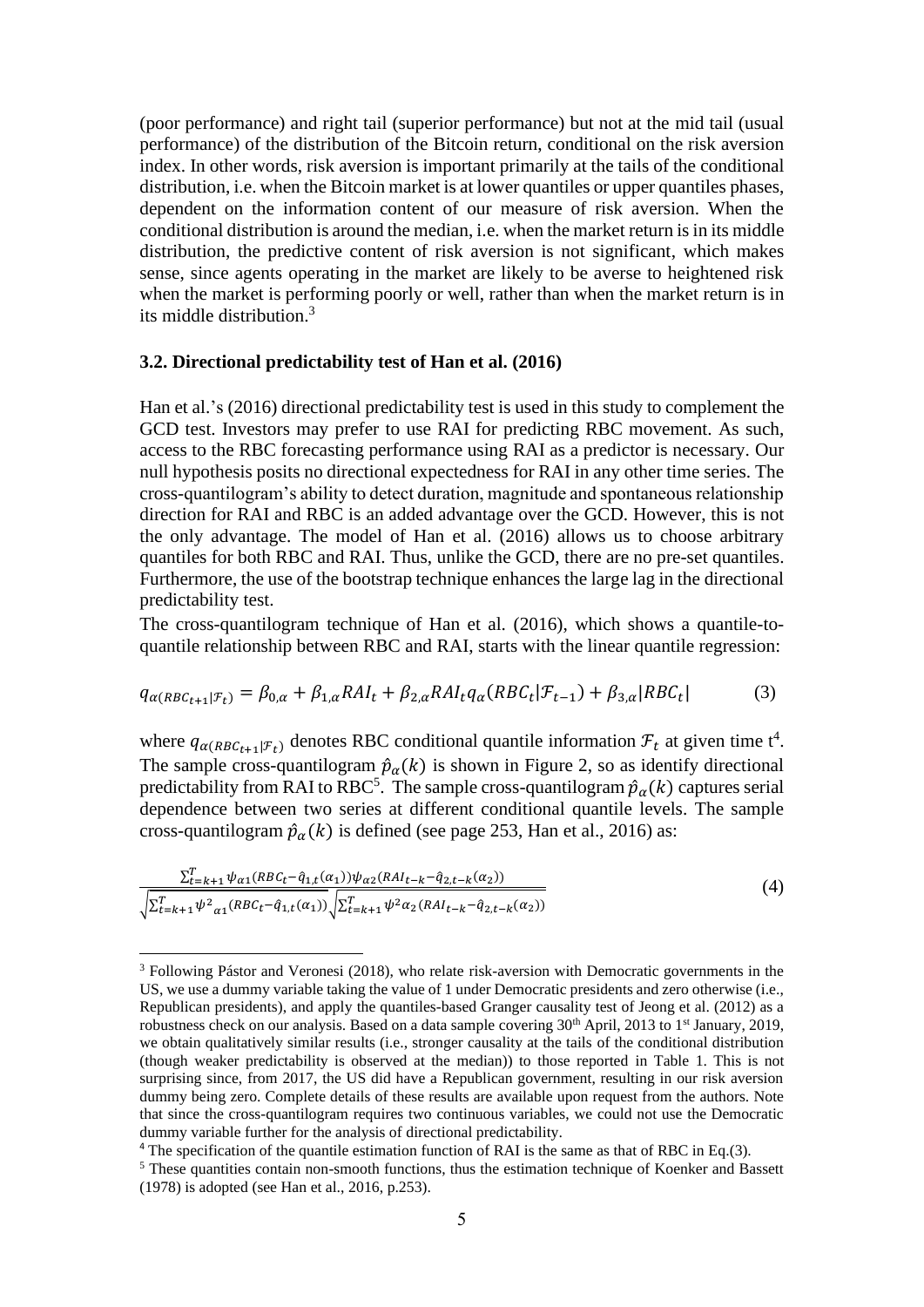(poor performance) and right tail (superior performance) but not at the mid tail (usual performance) of the distribution of the Bitcoin return, conditional on the risk aversion index. In other words, risk aversion is important primarily at the tails of the conditional distribution, i.e. when the Bitcoin market is at lower quantiles or upper quantiles phases, dependent on the information content of our measure of risk aversion. When the conditional distribution is around the median, i.e. when the market return is in its middle distribution, the predictive content of risk aversion is not significant, which makes sense, since agents operating in the market are likely to be averse to heightened risk when the market is performing poorly or well, rather than when the market return is in its middle distribution.[3]

### 3.2. Directional predictability test of Han et al. (2016)

Han et al.'s (2016) directional predictability test is used in this study to complement the GCD test. Investors may prefer to use RAI for predicting RBC movement. As such, access to the RBC forecasting performance using RAI as a predictor is necessary. Our null hypothesis posits no directional expectedness for RAI in any other time series. The cross-quantilogram's ability to detect duration, magnitude and spontaneous relationship direction for RAI and RBC is an added advantage over the GCD. However, this is not the only advantage. The model of Han et al. (2016) allows us to choose arbitrary quantiles for both RBC and RAI. Thus, unlike the GCD, there are no pre-set quantiles. Furthermore, the use of the bootstrap technique enhances the large lag in the directional predictability test.

The cross-quantilogram technique of Han et al. (2016), which shows a quantile-to-quantile relationship between RBC and RAI, starts with the linear quantile regression:

$$q_{\alpha(RBC_{t+1}|\mathcal{F}_t)} = \beta_{0,\alpha} + \beta_{1,\alpha}RAI_t + \beta_{2,\alpha}RAI_t q_\alpha(RBC_t|\mathcal{F}_{t-1}) + \beta_{3,\alpha}|RBC_t| \tag{3}$$

where $q_{\alpha(RBC_{t+1}|\mathcal{F}_t)}$ denotes RBC conditional quantile information $\mathcal{F}_t$ at given time t[4]. The sample cross-quantilogram $\hat{p}_\alpha(k)$ is shown in Figure 2, so as identify directional predictability from RAI to RBC[5]. The sample cross-quantilogram $\hat{p}_\alpha(k)$ captures serial dependence between two series at different conditional quantile levels. The sample cross-quantilogram $\hat{p}_\alpha(k)$ is defined (see page 253, Han et al., 2016) as:

$$\frac{\sum_{t=k+1}^{T}\psi_{\alpha1}(RBC_t-\hat{q}_{1,t}(\alpha_1))\psi_{\alpha2}(RAI_{t-k}-\hat{q}_{2,t-k}(\alpha_2))}{\sqrt{\sum_{t=k+1}^{T}\psi^2{}_{\alpha1}(RBC_t-\hat{q}_{1,t}(\alpha_1))}\sqrt{\sum_{t=k+1}^{T}\psi^2\alpha_2(RAI_{t-k}-\hat{q}_{2,t-k}(\alpha_2))}} \tag{4}$$

---

[3] Following Pástor and Veronesi (2018), who relate risk-aversion with Democratic governments in the US, we use a dummy variable taking the value of 1 under Democratic presidents and zero otherwise (i.e., Republican presidents), and apply the quantiles-based Granger causality test of Jeong et al. (2012) as a robustness check on our analysis. Based on a data sample covering 30th April, 2013 to 1st January, 2019, we obtain qualitatively similar results (i.e., stronger causality at the tails of the conditional distribution (though weaker predictability is observed at the median)) to those reported in Table 1. This is not surprising since, from 2017, the US did have a Republican government, resulting in our risk aversion dummy being zero. Complete details of these results are available upon request from the authors. Note that since the cross-quantilogram requires two continuous variables, we could not use the Democratic dummy variable further for the analysis of directional predictability.

[4] The specification of the quantile estimation function of RAI is the same as that of RBC in Eq.(3).

[5] These quantities contain non-smooth functions, thus the estimation technique of Koenker and Bassett (1978) is adopted (see Han et al., 2016, p.253).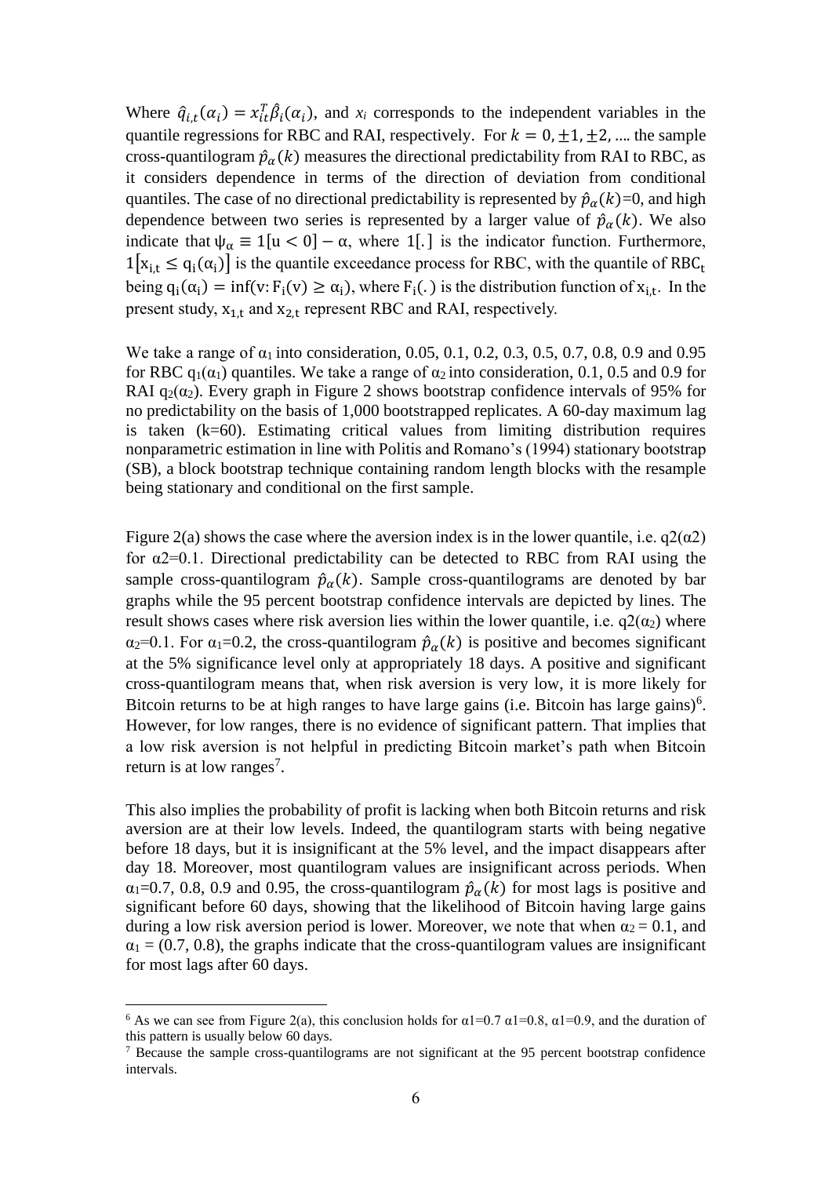Where $\hat{q}_{i,t}(\alpha_i) = x_{it}^T \hat{\beta}_i(\alpha_i)$, and $x_i$ corresponds to the independent variables in the quantile regressions for RBC and RAI, respectively. For $k = 0, \pm 1, \pm 2, \ldots$ the sample cross-quantilogram $\hat{p}_\alpha(k)$ measures the directional predictability from RAI to RBC, as it considers dependence in terms of the direction of deviation from conditional quantiles. The case of no directional predictability is represented by $\hat{p}_\alpha(k)$=0, and high dependence between two series is represented by a larger value of $\hat{p}_\alpha(k)$. We also indicate that $\psi_\alpha \equiv 1[u < 0] - \alpha$, where $1[.]$ is the indicator function. Furthermore, $1[x_{i,t} \leq q_i(\alpha_i)]$ is the quantile exceedance process for RBC, with the quantile of $\mathrm{RBC}_t$ being $q_i(\alpha_i) = \inf(v: F_i(v) \geq \alpha_i)$, where $F_i(.)$ is the distribution function of $x_{i,t}$. In the present study, $x_{1,t}$ and $x_{2,t}$ represent RBC and RAI, respectively.

We take a range of $\alpha_1$ into consideration, 0.05, 0.1, 0.2, 0.3, 0.5, 0.7, 0.8, 0.9 and 0.95 for RBC $q_1(\alpha_1)$ quantiles. We take a range of $\alpha_2$ into consideration, 0.1, 0.5 and 0.9 for RAI $q_2(\alpha_2)$. Every graph in Figure 2 shows bootstrap confidence intervals of 95% for no predictability on the basis of 1,000 bootstrapped replicates. A 60-day maximum lag is taken (k=60). Estimating critical values from limiting distribution requires nonparametric estimation in line with Politis and Romano's (1994) stationary bootstrap (SB), a block bootstrap technique containing random length blocks with the resample being stationary and conditional on the first sample.

Figure 2(a) shows the case where the aversion index is in the lower quantile, i.e. $q2(\alpha2)$ for $\alpha2$=0.1. Directional predictability can be detected to RBC from RAI using the sample cross-quantilogram $\hat{p}_\alpha(k)$. Sample cross-quantilograms are denoted by bar graphs while the 95 percent bootstrap confidence intervals are depicted by lines. The result shows cases where risk aversion lies within the lower quantile, i.e. $q_2(\alpha_2)$ where $\alpha_2$=0.1. For $\alpha_1$=0.2, the cross-quantilogram $\hat{p}_\alpha(k)$ is positive and becomes significant at the 5% significance level only at appropriately 18 days. A positive and significant cross-quantilogram means that, when risk aversion is very low, it is more likely for Bitcoin returns to be at high ranges to have large gains (i.e. Bitcoin has large gains)[6]. However, for low ranges, there is no evidence of significant pattern. That implies that a low risk aversion is not helpful in predicting Bitcoin market's path when Bitcoin return is at low ranges[7].

This also implies the probability of profit is lacking when both Bitcoin returns and risk aversion are at their low levels. Indeed, the quantilogram starts with being negative before 18 days, but it is insignificant at the 5% level, and the impact disappears after day 18. Moreover, most quantilogram values are insignificant across periods. When $\alpha_1$=0.7, 0.8, 0.9 and 0.95, the cross-quantilogram $\hat{p}_\alpha(k)$ for most lags is positive and significant before 60 days, showing that the likelihood of Bitcoin having large gains during a low risk aversion period is lower. Moreover, we note that when $\alpha_2$ = 0.1, and $\alpha_1$ = (0.7, 0.8), the graphs indicate that the cross-quantilogram values are insignificant for most lags after 60 days.

---

[6] As we can see from Figure 2(a), this conclusion holds for $\alpha1$=0.7 $\alpha1$=0.8, $\alpha1$=0.9, and the duration of this pattern is usually below 60 days.

[7] Because the sample cross-quantilograms are not significant at the 95 percent bootstrap confidence intervals.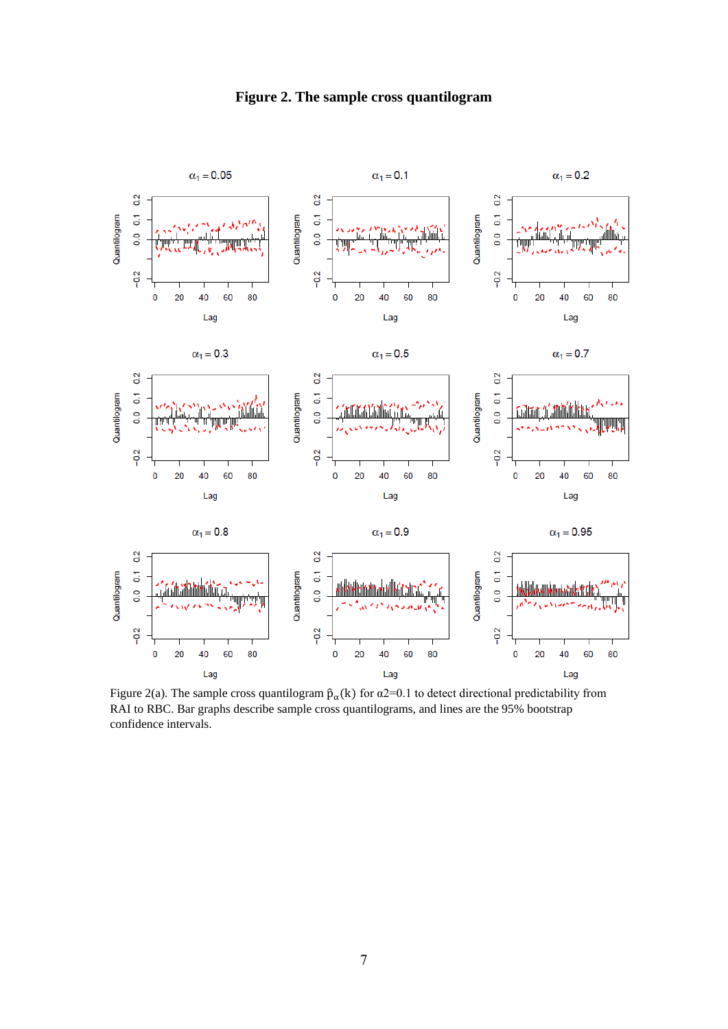# Figure 2. The sample cross quantilogram

Figure 2(a). The sample cross quantilogram $\hat{\rho}_{\alpha}(k)$ for $\alpha 2$=0.1 to detect directional predictability from RAI to RBC. Bar graphs describe sample cross quantilograms, and lines are the 95% bootstrap confidence intervals.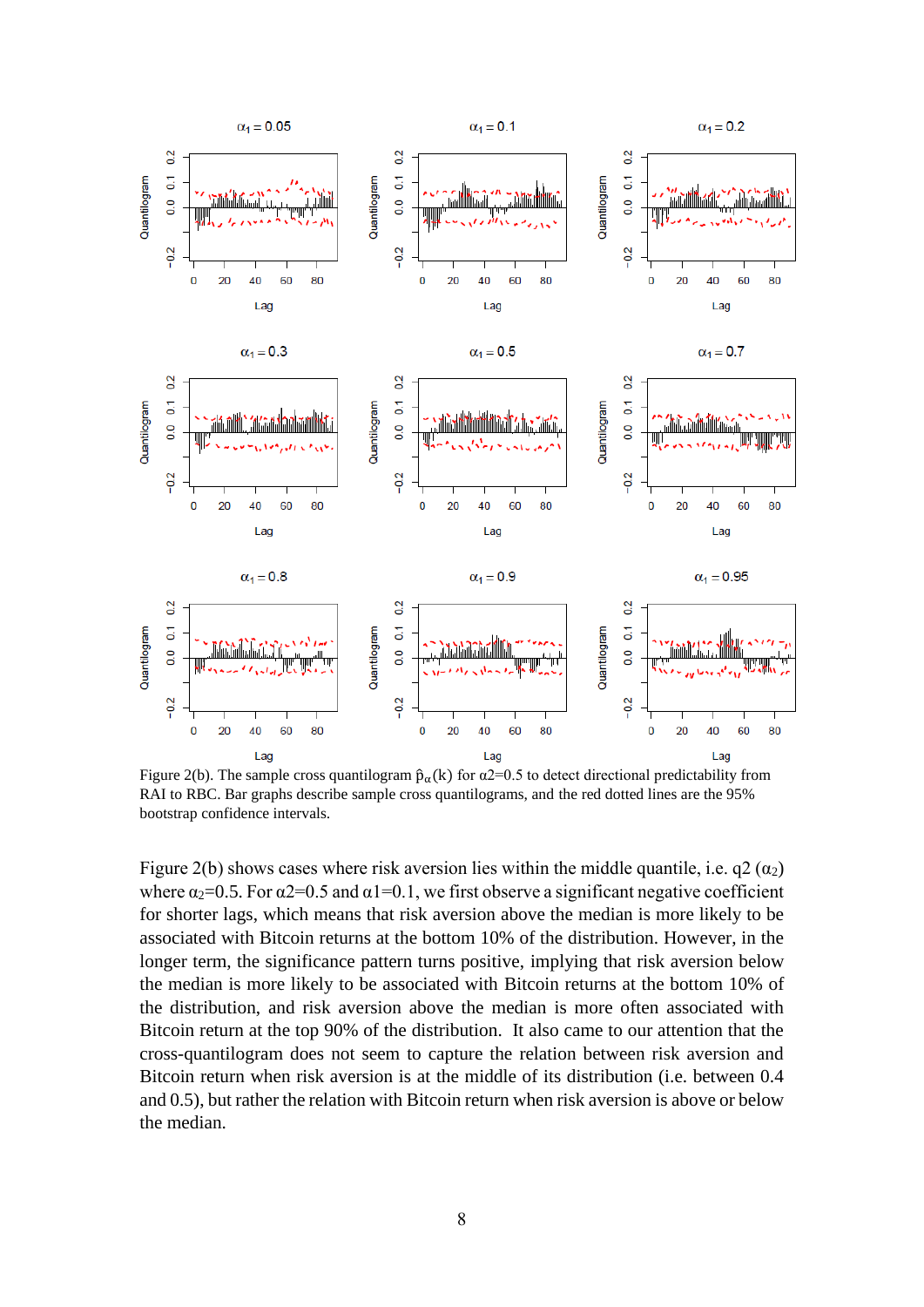Figure 2(b). The sample cross quantilogram $\hat{\rho}_{\alpha}(k)$ for $\alpha 2$=0.5 to detect directional predictability from RAI to RBC. Bar graphs describe sample cross quantilograms, and the red dotted lines are the 95% bootstrap confidence intervals.

Figure 2(b) shows cases where risk aversion lies within the middle quantile, i.e. q2 ($\alpha_2$) where $\alpha_2$=0.5. For $\alpha 2$=0.5 and $\alpha 1$=0.1, we first observe a significant negative coefficient for shorter lags, which means that risk aversion above the median is more likely to be associated with Bitcoin returns at the bottom 10% of the distribution. However, in the longer term, the significance pattern turns positive, implying that risk aversion below the median is more likely to be associated with Bitcoin returns at the bottom 10% of the distribution, and risk aversion above the median is more often associated with Bitcoin return at the top 90% of the distribution. It also came to our attention that the cross-quantilogram does not seem to capture the relation between risk aversion and Bitcoin return when risk aversion is at the middle of its distribution (i.e. between 0.4 and 0.5), but rather the relation with Bitcoin return when risk aversion is above or below the median.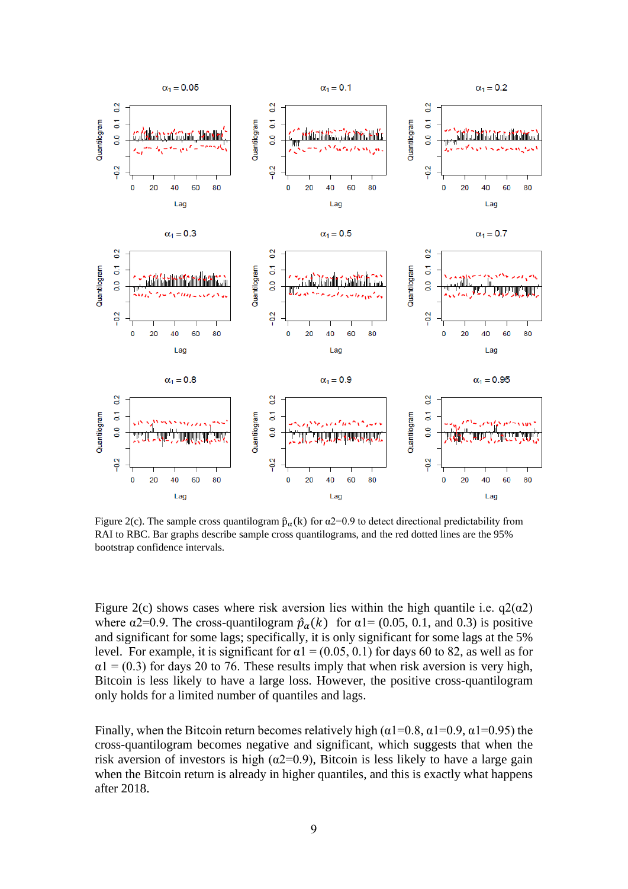Figure 2(c). The sample cross quantilogram $\hat{\rho}_{\alpha}(k)$ for α2=0.9 to detect directional predictability from RAI to RBC. Bar graphs describe sample cross quantilograms, and the red dotted lines are the 95% bootstrap confidence intervals.

Figure 2(c) shows cases where risk aversion lies within the high quantile i.e. q2(α2) where α2=0.9. The cross-quantilogram $\hat{\rho}_{\alpha}(k)$ for α1= (0.05, 0.1, and 0.3) is positive and significant for some lags; specifically, it is only significant for some lags at the 5% level. For example, it is significant for α1 = (0.05, 0.1) for days 60 to 82, as well as for α1 = (0.3) for days 20 to 76. These results imply that when risk aversion is very high, Bitcoin is less likely to have a large loss. However, the positive cross-quantilogram only holds for a limited number of quantiles and lags.

Finally, when the Bitcoin return becomes relatively high (α1=0.8, α1=0.9, α1=0.95) the cross-quantilogram becomes negative and significant, which suggests that when the risk aversion of investors is high (α2=0.9), Bitcoin is less likely to have a large gain when the Bitcoin return is already in higher quantiles, and this is exactly what happens after 2018.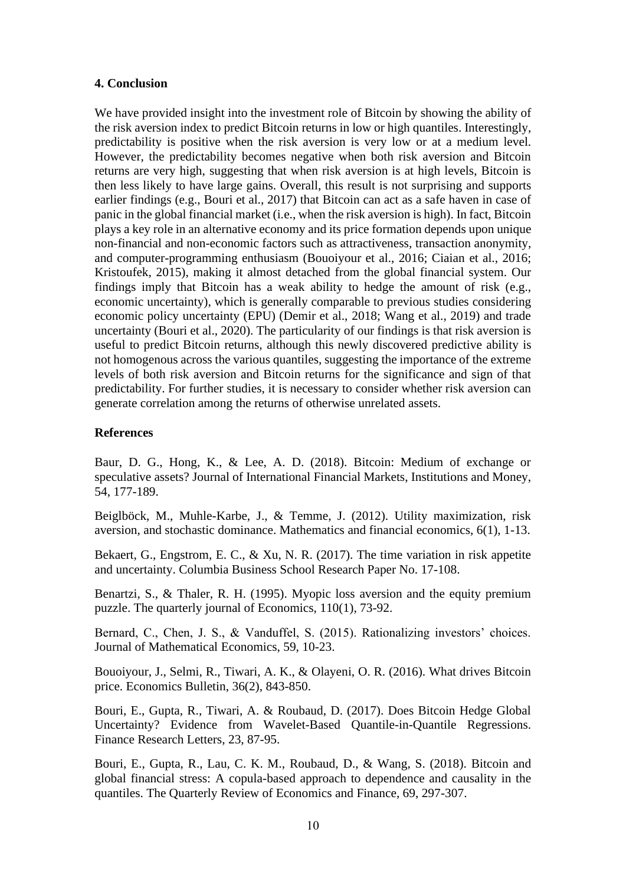## 4. Conclusion

We have provided insight into the investment role of Bitcoin by showing the ability of the risk aversion index to predict Bitcoin returns in low or high quantiles. Interestingly, predictability is positive when the risk aversion is very low or at a medium level. However, the predictability becomes negative when both risk aversion and Bitcoin returns are very high, suggesting that when risk aversion is at high levels, Bitcoin is then less likely to have large gains. Overall, this result is not surprising and supports earlier findings (e.g., Bouri et al., 2017) that Bitcoin can act as a safe haven in case of panic in the global financial market (i.e., when the risk aversion is high). In fact, Bitcoin plays a key role in an alternative economy and its price formation depends upon unique non-financial and non-economic factors such as attractiveness, transaction anonymity, and computer-programming enthusiasm (Bouoiyour et al., 2016; Ciaian et al., 2016; Kristoufek, 2015), making it almost detached from the global financial system. Our findings imply that Bitcoin has a weak ability to hedge the amount of risk (e.g., economic uncertainty), which is generally comparable to previous studies considering economic policy uncertainty (EPU) (Demir et al., 2018; Wang et al., 2019) and trade uncertainty (Bouri et al., 2020). The particularity of our findings is that risk aversion is useful to predict Bitcoin returns, although this newly discovered predictive ability is not homogenous across the various quantiles, suggesting the importance of the extreme levels of both risk aversion and Bitcoin returns for the significance and sign of that predictability. For further studies, it is necessary to consider whether risk aversion can generate correlation among the returns of otherwise unrelated assets.

## References

Baur, D. G., Hong, K., & Lee, A. D. (2018). Bitcoin: Medium of exchange or speculative assets? Journal of International Financial Markets, Institutions and Money, 54, 177-189.

Beiglböck, M., Muhle-Karbe, J., & Temme, J. (2012). Utility maximization, risk aversion, and stochastic dominance. Mathematics and financial economics, 6(1), 1-13.

Bekaert, G., Engstrom, E. C., & Xu, N. R. (2017). The time variation in risk appetite and uncertainty. Columbia Business School Research Paper No. 17-108.

Benartzi, S., & Thaler, R. H. (1995). Myopic loss aversion and the equity premium puzzle. The quarterly journal of Economics, 110(1), 73-92.

Bernard, C., Chen, J. S., & Vanduffel, S. (2015). Rationalizing investors' choices. Journal of Mathematical Economics, 59, 10-23.

Bouoiyour, J., Selmi, R., Tiwari, A. K., & Olayeni, O. R. (2016). What drives Bitcoin price. Economics Bulletin, 36(2), 843-850.

Bouri, E., Gupta, R., Tiwari, A. & Roubaud, D. (2017). Does Bitcoin Hedge Global Uncertainty? Evidence from Wavelet-Based Quantile-in-Quantile Regressions. Finance Research Letters, 23, 87-95.

Bouri, E., Gupta, R., Lau, C. K. M., Roubaud, D., & Wang, S. (2018). Bitcoin and global financial stress: A copula-based approach to dependence and causality in the quantiles. The Quarterly Review of Economics and Finance, 69, 297-307.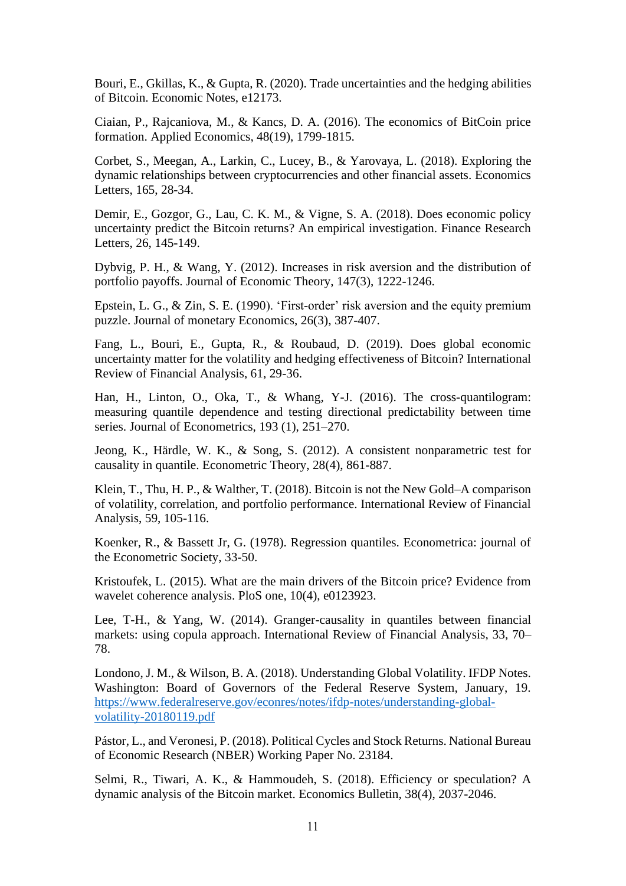Bouri, E., Gkillas, K., & Gupta, R. (2020). Trade uncertainties and the hedging abilities of Bitcoin. Economic Notes, e12173.

Ciaian, P., Rajcaniova, M., & Kancs, D. A. (2016). The economics of BitCoin price formation. Applied Economics, 48(19), 1799-1815.

Corbet, S., Meegan, A., Larkin, C., Lucey, B., & Yarovaya, L. (2018). Exploring the dynamic relationships between cryptocurrencies and other financial assets. Economics Letters, 165, 28-34.

Demir, E., Gozgor, G., Lau, C. K. M., & Vigne, S. A. (2018). Does economic policy uncertainty predict the Bitcoin returns? An empirical investigation. Finance Research Letters, 26, 145-149.

Dybvig, P. H., & Wang, Y. (2012). Increases in risk aversion and the distribution of portfolio payoffs. Journal of Economic Theory, 147(3), 1222-1246.

Epstein, L. G., & Zin, S. E. (1990). 'First-order' risk aversion and the equity premium puzzle. Journal of monetary Economics, 26(3), 387-407.

Fang, L., Bouri, E., Gupta, R., & Roubaud, D. (2019). Does global economic uncertainty matter for the volatility and hedging effectiveness of Bitcoin? International Review of Financial Analysis, 61, 29-36.

Han, H., Linton, O., Oka, T., & Whang, Y-J. (2016). The cross-quantilogram: measuring quantile dependence and testing directional predictability between time series. Journal of Econometrics, 193 (1), 251–270.

Jeong, K., Härdle, W. K., & Song, S. (2012). A consistent nonparametric test for causality in quantile. Econometric Theory, 28(4), 861-887.

Klein, T., Thu, H. P., & Walther, T. (2018). Bitcoin is not the New Gold–A comparison of volatility, correlation, and portfolio performance. International Review of Financial Analysis, 59, 105-116.

Koenker, R., & Bassett Jr, G. (1978). Regression quantiles. Econometrica: journal of the Econometric Society, 33-50.

Kristoufek, L. (2015). What are the main drivers of the Bitcoin price? Evidence from wavelet coherence analysis. PloS one, 10(4), e0123923.

Lee, T-H., & Yang, W. (2014). Granger-causality in quantiles between financial markets: using copula approach. International Review of Financial Analysis, 33, 70–78.

Londono, J. M., & Wilson, B. A. (2018). Understanding Global Volatility. IFDP Notes. Washington: Board of Governors of the Federal Reserve System, January, 19. https://www.federalreserve.gov/econres/notes/ifdp-notes/understanding-global-volatility-20180119.pdf

Pástor, L., and Veronesi, P. (2018). Political Cycles and Stock Returns. National Bureau of Economic Research (NBER) Working Paper No. 23184.

Selmi, R., Tiwari, A. K., & Hammoudeh, S. (2018). Efficiency or speculation? A dynamic analysis of the Bitcoin market. Economics Bulletin, 38(4), 2037-2046.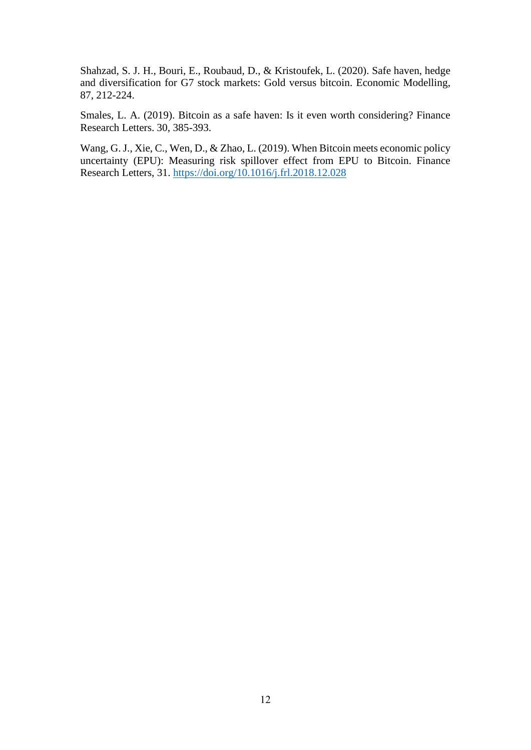Shahzad, S. J. H., Bouri, E., Roubaud, D., & Kristoufek, L. (2020). Safe haven, hedge and diversification for G7 stock markets: Gold versus bitcoin. Economic Modelling, 87, 212-224.

Smales, L. A. (2019). Bitcoin as a safe haven: Is it even worth considering? Finance Research Letters. 30, 385-393.

Wang, G. J., Xie, C., Wen, D., & Zhao, L. (2019). When Bitcoin meets economic policy uncertainty (EPU): Measuring risk spillover effect from EPU to Bitcoin. Finance Research Letters, 31. https://doi.org/10.1016/j.frl.2018.12.028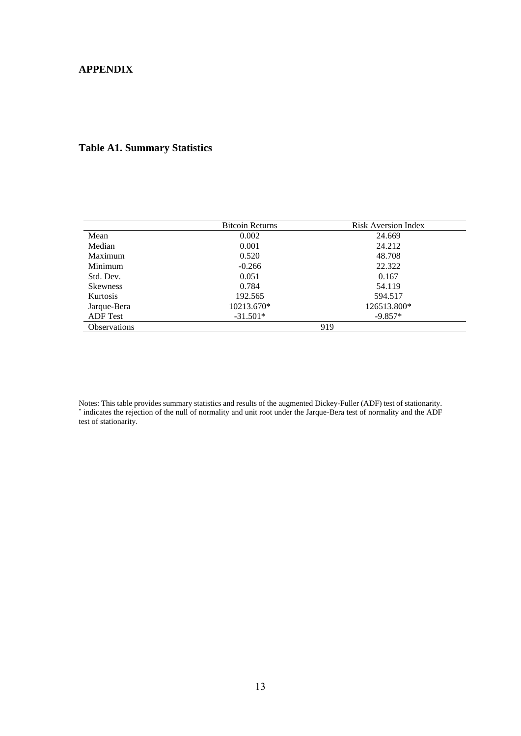## APPENDIX

### Table A1. Summary Statistics

| | Bitcoin Returns | Risk Aversion Index |
|---|---|---|
| Mean | 0.002 | 24.669 |
| Median | 0.001 | 24.212 |
| Maximum | 0.520 | 48.708 |
| Minimum | -0.266 | 22.322 |
| Std. Dev. | 0.051 | 0.167 |
| Skewness | 0.784 | 54.119 |
| Kurtosis | 192.565 | 594.517 |
| Jarque-Bera | 10213.670* | 126513.800* |
| ADF Test | -31.501* | -9.857* |
| Observations | 919 | |

Notes: This table provides summary statistics and results of the augmented Dickey-Fuller (ADF) test of stationarity. * indicates the rejection of the null of normality and unit root under the Jarque-Bera test of normality and the ADF test of stationarity.